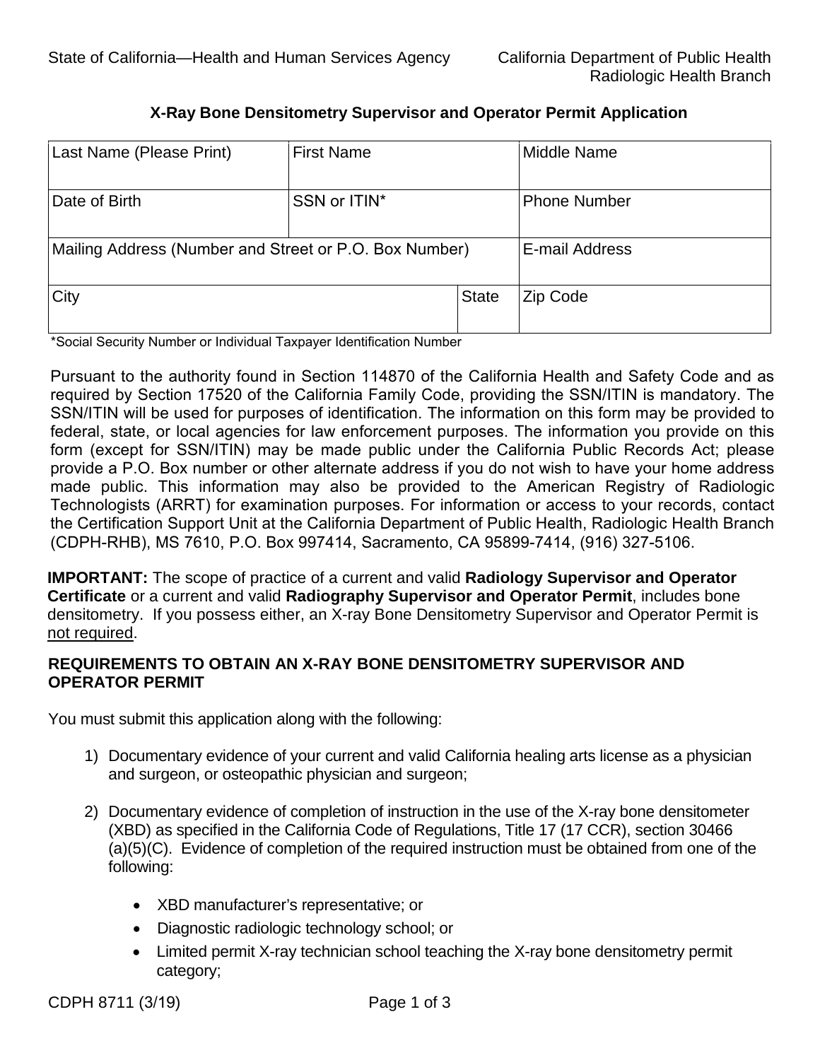State of California—Health and Human Services Agency | California Department of Public Health
Radiologic Health Branch

# X-Ray Bone Densitometry Supervisor and Operator Permit Application

| Last Name (Please Print) | First Name | | Middle Name |
| --- | --- | --- | --- |
| Date of Birth | SSN or ITIN* | | Phone Number |
| Mailing Address (Number and Street or P.O. Box Number) | | | E-mail Address |
| City | | State | Zip Code |

*Social Security Number or Individual Taxpayer Identification Number

Pursuant to the authority found in Section 114870 of the California Health and Safety Code and as required by Section 17520 of the California Family Code, providing the SSN/ITIN is mandatory. The SSN/ITIN will be used for purposes of identification. The information on this form may be provided to federal, state, or local agencies for law enforcement purposes. The information you provide on this form (except for SSN/ITIN) may be made public under the California Public Records Act; please provide a P.O. Box number or other alternate address if you do not wish to have your home address made public. This information may also be provided to the American Registry of Radiologic Technologists (ARRT) for examination purposes. For information or access to your records, contact the Certification Support Unit at the California Department of Public Health, Radiologic Health Branch (CDPH-RHB), MS 7610, P.O. Box 997414, Sacramento, CA 95899-7414, (916) 327-5106.

**IMPORTANT:** The scope of practice of a current and valid **Radiology Supervisor and Operator Certificate** or a current and valid **Radiography Supervisor and Operator Permit**, includes bone densitometry. If you possess either, an X-ray Bone Densitometry Supervisor and Operator Permit is not required.

## REQUIREMENTS TO OBTAIN AN X-RAY BONE DENSITOMETRY SUPERVISOR AND OPERATOR PERMIT

You must submit this application along with the following:

1) Documentary evidence of your current and valid California healing arts license as a physician and surgeon, or osteopathic physician and surgeon;

2) Documentary evidence of completion of instruction in the use of the X-ray bone densitometer (XBD) as specified in the California Code of Regulations, Title 17 (17 CCR), section 30466 (a)(5)(C). Evidence of completion of the required instruction must be obtained from one of the following:

   - XBD manufacturer's representative; or
   - Diagnostic radiologic technology school; or
   - Limited permit X-ray technician school teaching the X-ray bone densitometry permit category;

CDPH 8711 (3/19)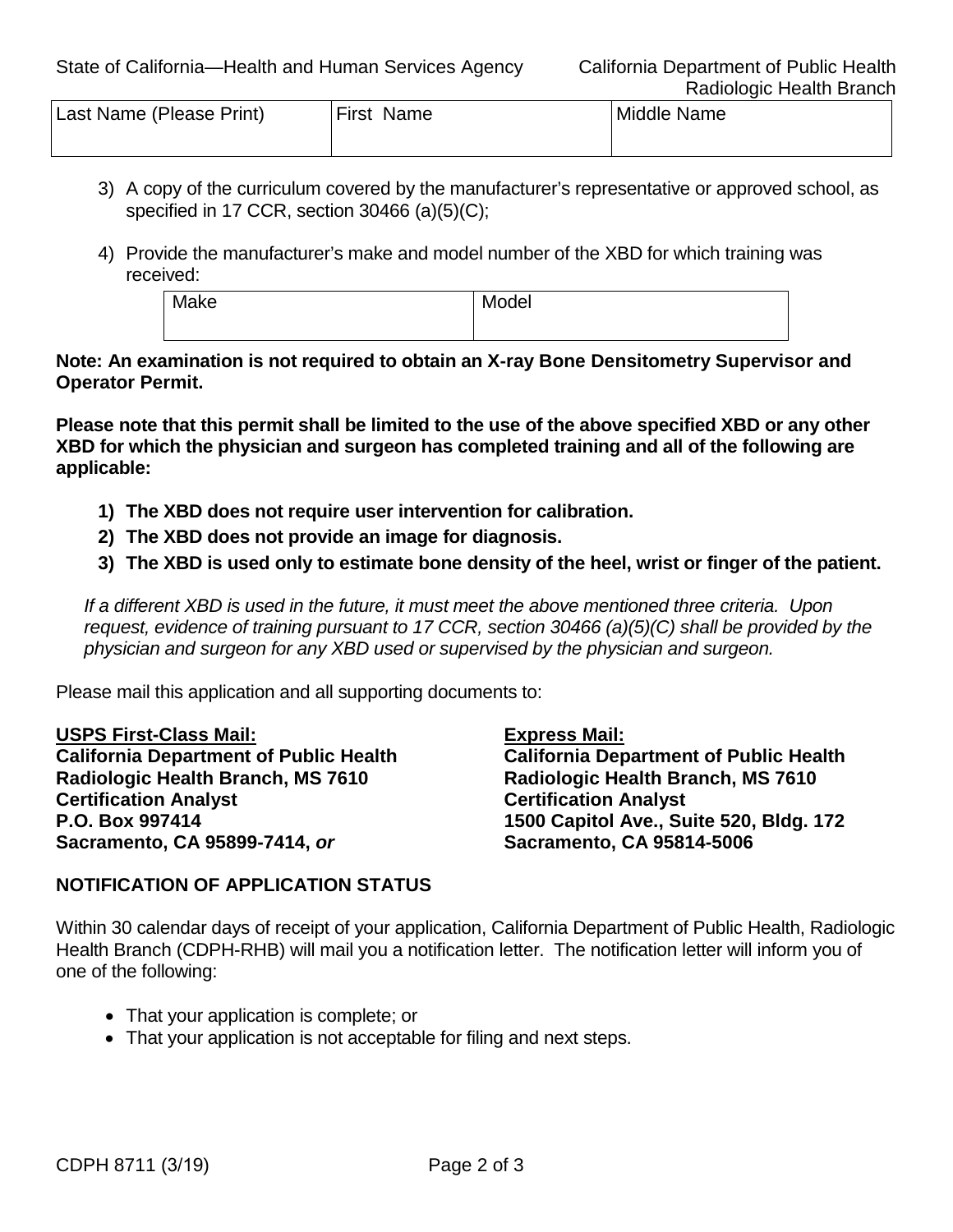| Last Name (Please Print) | First Name | Middle Name |
|---|---|---|
| | | |

3) A copy of the curriculum covered by the manufacturer's representative or approved school, as specified in 17 CCR, section 30466 (a)(5)(C);

4) Provide the manufacturer's make and model number of the XBD for which training was received:

| Make | Model |
|---|---|
| | |

**Note: An examination is not required to obtain an X-ray Bone Densitometry Supervisor and Operator Permit.**

**Please note that this permit shall be limited to the use of the above specified XBD or any other XBD for which the physician and surgeon has completed training and all of the following are applicable:**

1) **The XBD does not require user intervention for calibration.**
2) **The XBD does not provide an image for diagnosis.**
3) **The XBD is used only to estimate bone density of the heel, wrist or finger of the patient.**

*If a different XBD is used in the future, it must meet the above mentioned three criteria. Upon request, evidence of training pursuant to 17 CCR, section 30466 (a)(5)(C) shall be provided by the physician and surgeon for any XBD used or supervised by the physician and surgeon.*

Please mail this application and all supporting documents to:

**USPS First-Class Mail:**
**California Department of Public Health**
**Radiologic Health Branch, MS 7610**
**Certification Analyst**
**P.O. Box 997414**
**Sacramento, CA 95899-7414, *or***

**Express Mail:**
**California Department of Public Health**
**Radiologic Health Branch, MS 7610**
**Certification Analyst**
**1500 Capitol Ave., Suite 520, Bldg. 172**
**Sacramento, CA 95814-5006**

## NOTIFICATION OF APPLICATION STATUS

Within 30 calendar days of receipt of your application, California Department of Public Health, Radiologic Health Branch (CDPH-RHB) will mail you a notification letter. The notification letter will inform you of one of the following:

- That your application is complete; or
- That your application is not acceptable for filing and next steps.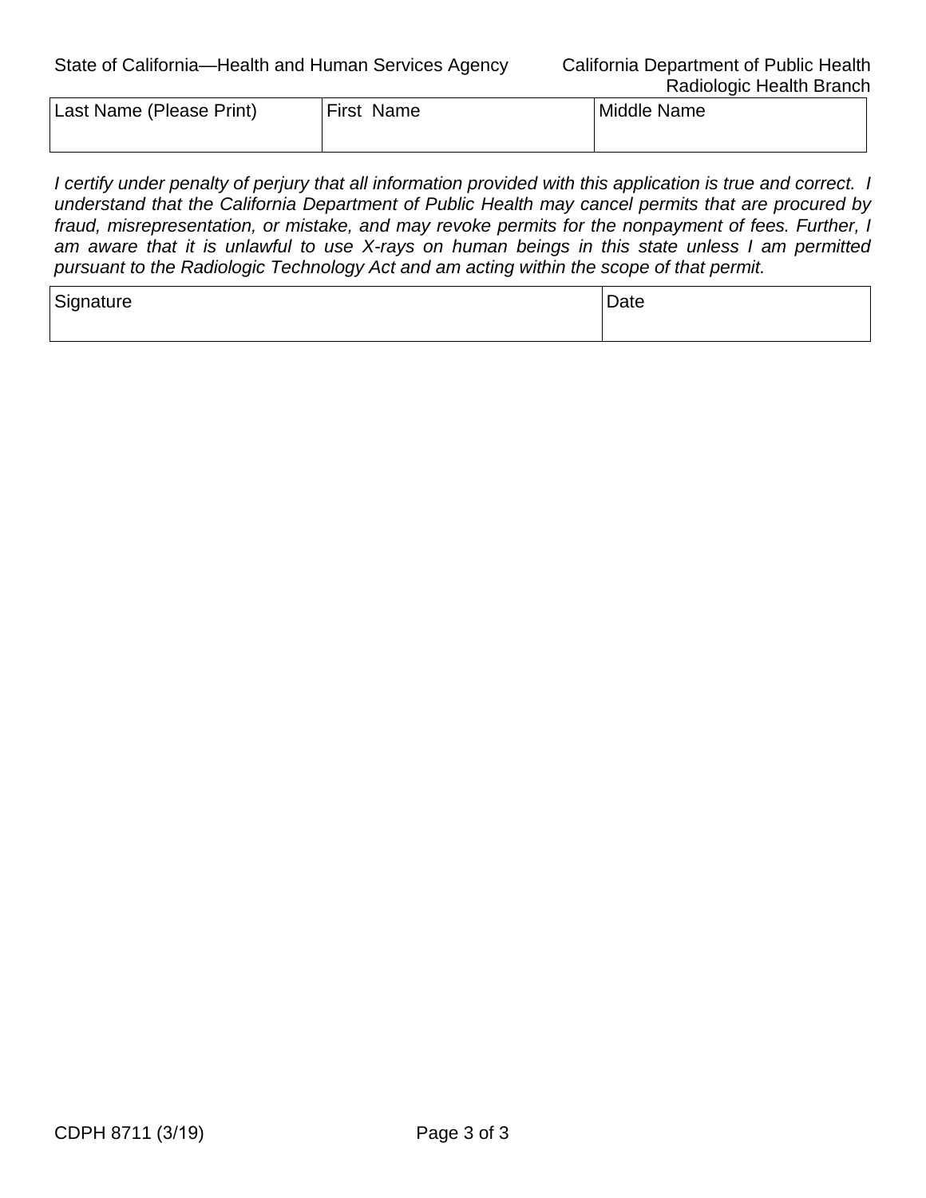| Last Name (Please Print) | First Name | Middle Name |
| --- | --- | --- |
| | | |

*I certify under penalty of perjury that all information provided with this application is true and correct. I understand that the California Department of Public Health may cancel permits that are procured by fraud, misrepresentation, or mistake, and may revoke permits for the nonpayment of fees. Further, I am aware that it is unlawful to use X-rays on human beings in this state unless I am permitted pursuant to the Radiologic Technology Act and am acting within the scope of that permit.*

| Signature | Date |
| --- | --- |
| | |

CDPH 8711 (3/19)